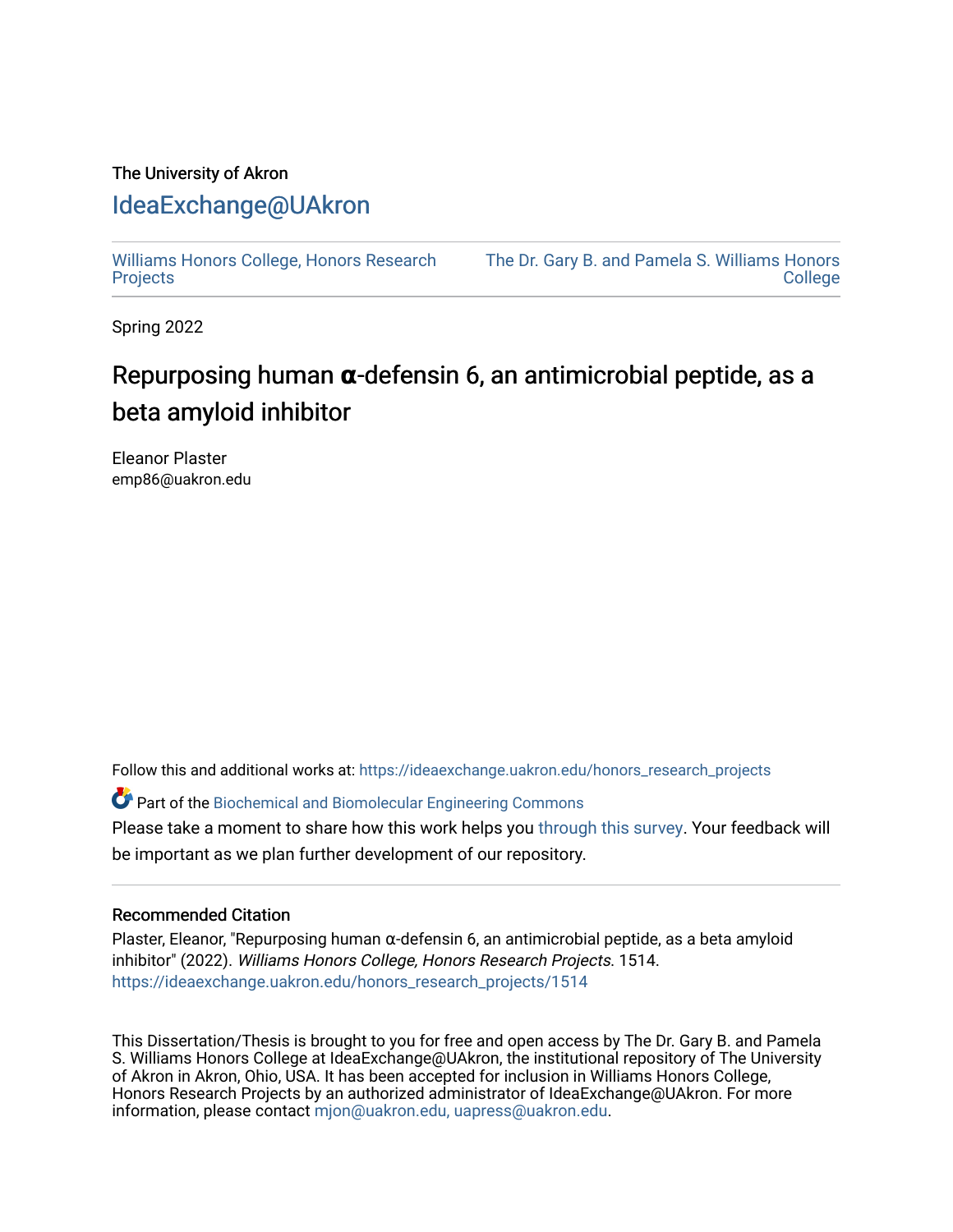The University of Akron

# IdeaExchange@UAkron

Williams Honors College, Honors Research Projects

The Dr. Gary B. and Pamela S. Williams Honors College

Spring 2022

## Repurposing human α-defensin 6, an antimicrobial peptide, as a beta amyloid inhibitor

Eleanor Plaster
emp86@uakron.edu

Follow this and additional works at: https://ideaexchange.uakron.edu/honors_research_projects

Part of the Biochemical and Biomolecular Engineering Commons

Please take a moment to share how this work helps you through this survey. Your feedback will be important as we plan further development of our repository.

### Recommended Citation

Plaster, Eleanor, "Repurposing human α-defensin 6, an antimicrobial peptide, as a beta amyloid inhibitor" (2022). *Williams Honors College, Honors Research Projects*. 1514.
https://ideaexchange.uakron.edu/honors_research_projects/1514

This Dissertation/Thesis is brought to you for free and open access by The Dr. Gary B. and Pamela S. Williams Honors College at IdeaExchange@UAkron, the institutional repository of The University of Akron in Akron, Ohio, USA. It has been accepted for inclusion in Williams Honors College, Honors Research Projects by an authorized administrator of IdeaExchange@UAkron. For more information, please contact mjon@uakron.edu, uapress@uakron.edu.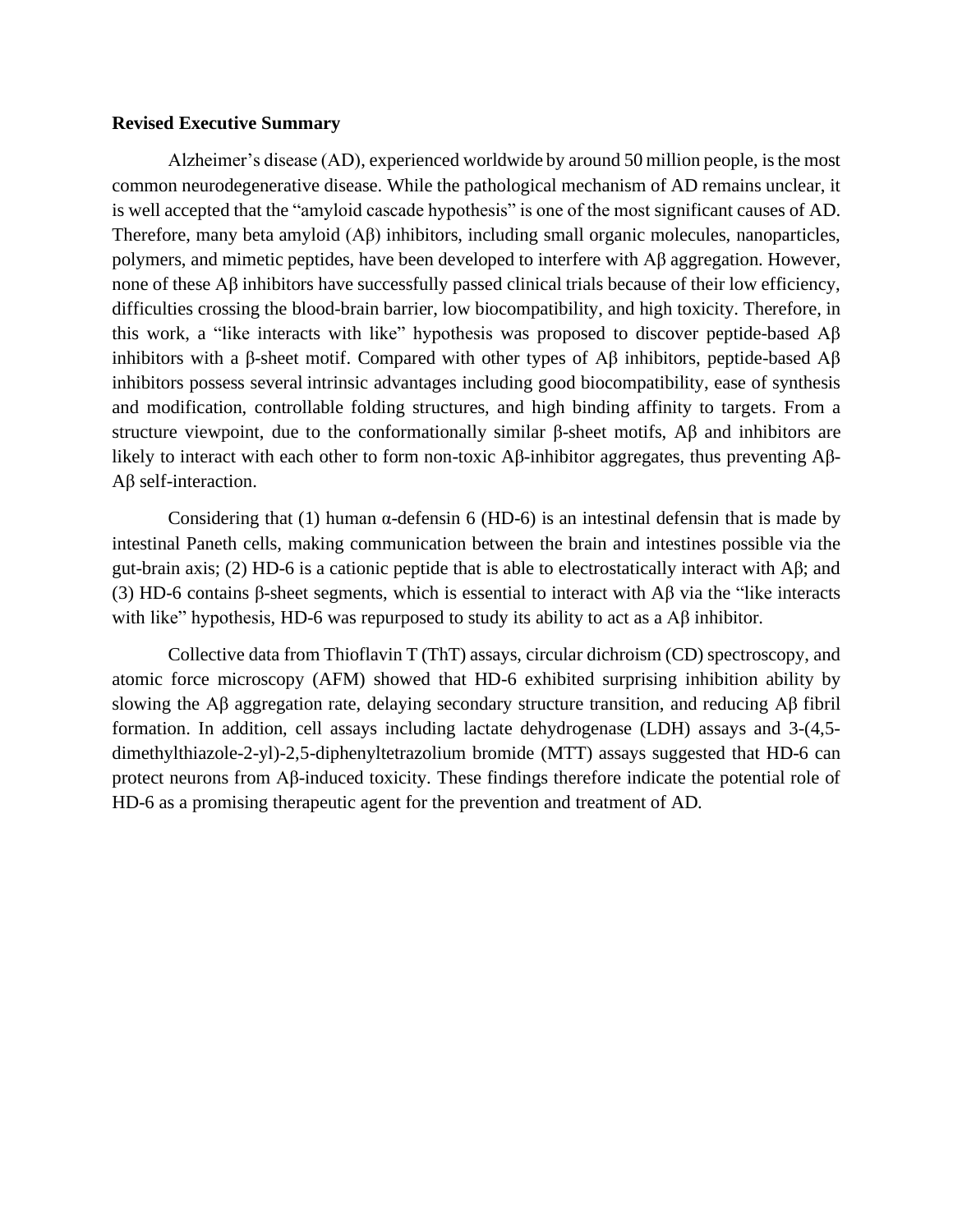**Revised Executive Summary**

Alzheimer's disease (AD), experienced worldwide by around 50 million people, is the most common neurodegenerative disease. While the pathological mechanism of AD remains unclear, it is well accepted that the "amyloid cascade hypothesis" is one of the most significant causes of AD. Therefore, many beta amyloid (Aβ) inhibitors, including small organic molecules, nanoparticles, polymers, and mimetic peptides, have been developed to interfere with Aβ aggregation. However, none of these Aβ inhibitors have successfully passed clinical trials because of their low efficiency, difficulties crossing the blood-brain barrier, low biocompatibility, and high toxicity. Therefore, in this work, a "like interacts with like" hypothesis was proposed to discover peptide-based Aβ inhibitors with a β-sheet motif. Compared with other types of Aβ inhibitors, peptide-based Aβ inhibitors possess several intrinsic advantages including good biocompatibility, ease of synthesis and modification, controllable folding structures, and high binding affinity to targets. From a structure viewpoint, due to the conformationally similar β-sheet motifs, Aβ and inhibitors are likely to interact with each other to form non-toxic Aβ-inhibitor aggregates, thus preventing Aβ-Aβ self-interaction.

Considering that (1) human α-defensin 6 (HD-6) is an intestinal defensin that is made by intestinal Paneth cells, making communication between the brain and intestines possible via the gut-brain axis; (2) HD-6 is a cationic peptide that is able to electrostatically interact with Aβ; and (3) HD-6 contains β-sheet segments, which is essential to interact with Aβ via the "like interacts with like" hypothesis, HD-6 was repurposed to study its ability to act as a Aβ inhibitor.

Collective data from Thioflavin T (ThT) assays, circular dichroism (CD) spectroscopy, and atomic force microscopy (AFM) showed that HD-6 exhibited surprising inhibition ability by slowing the Aβ aggregation rate, delaying secondary structure transition, and reducing Aβ fibril formation. In addition, cell assays including lactate dehydrogenase (LDH) assays and 3-(4,5-dimethylthiazole-2-yl)-2,5-diphenyltetrazolium bromide (MTT) assays suggested that HD-6 can protect neurons from Aβ-induced toxicity. These findings therefore indicate the potential role of HD-6 as a promising therapeutic agent for the prevention and treatment of AD.